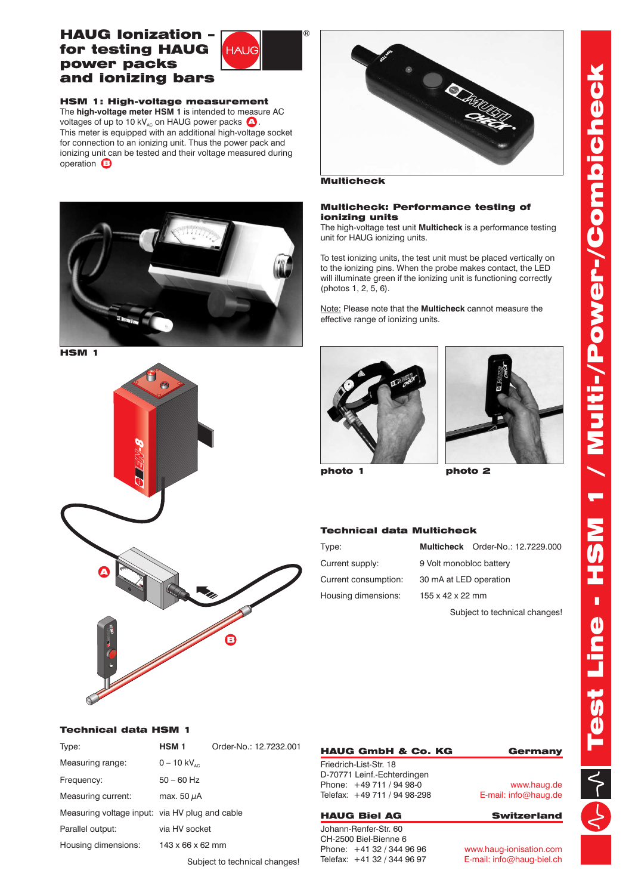# HAUG Ionization – for testing HAUG power packs and ionizing bars

## HSM 1: High-voltage measurement

The **high-voltage meter HSM 1** is intended to measure AC voltages of up to 10 $kV_{AC}$ on HAUG power packs (A).
This meter is equipped with an additional high-voltage socket for connection to an ionizing unit. Thus the power pack and ionizing unit can be tested and their voltage measured during operation (B)

HSM 1

Multicheck

## Multicheck: Performance testing of ionizing units

The high-voltage test unit **Multicheck** is a performance testing unit for HAUG ionizing units.

To test ionizing units, the test unit must be placed vertically on to the ionizing pins. When the probe makes contact, the LED will illuminate green if the ionizing unit is functioning correctly (photos 1, 2, 5, 6).

Note: Please note that the **Multicheck** cannot measure the effective range of ionizing units.

photo 1

photo 2

### Technical data Multicheck

| | |
|---|---|
| Type: | **Multicheck** Order-No.: 12.7229.000 |
| Current supply: | 9 Volt monobloc battery |
| Current consumption: | 30 mA at LED operation |
| Housing dimensions: | 155 x 42 x 22 mm |

Subject to technical changes!

### Technical data HSM 1

| | |
|---|---|
| Type: | **HSM 1** Order-No.: 12.7232.001 |
| Measuring range: | 0 – 10 $kV_{AC}$ |
| Frequency: | 50 – 60 Hz |
| Measuring current: | max. 50 $\mu$A |
| Measuring voltage input: | via HV plug and cable |
| Parallel output: | via HV socket |
| Housing dimensions: | 143 x 66 x 62 mm |

Subject to technical changes!

**HAUG GmbH & Co. KG** — **Germany**
Friedrich-List-Str. 18
D-70771 Leinf.-Echterdingen
Phone: +49 711 / 94 98-0
Telefax: +49 711 / 94 98-298
www.haug.de
E-mail: info@haug.de

**HAUG Biel AG** — **Switzerland**
Johann-Renfer-Str. 60
CH-2500 Biel-Bienne 6
Phone: +41 32 / 344 96 96
Telefax: +41 32 / 344 96 97
www.haug-ionisation.com
E-mail: info@haug-biel.ch

Test Line - HSM 1 / Multi-/Power-/Combicheck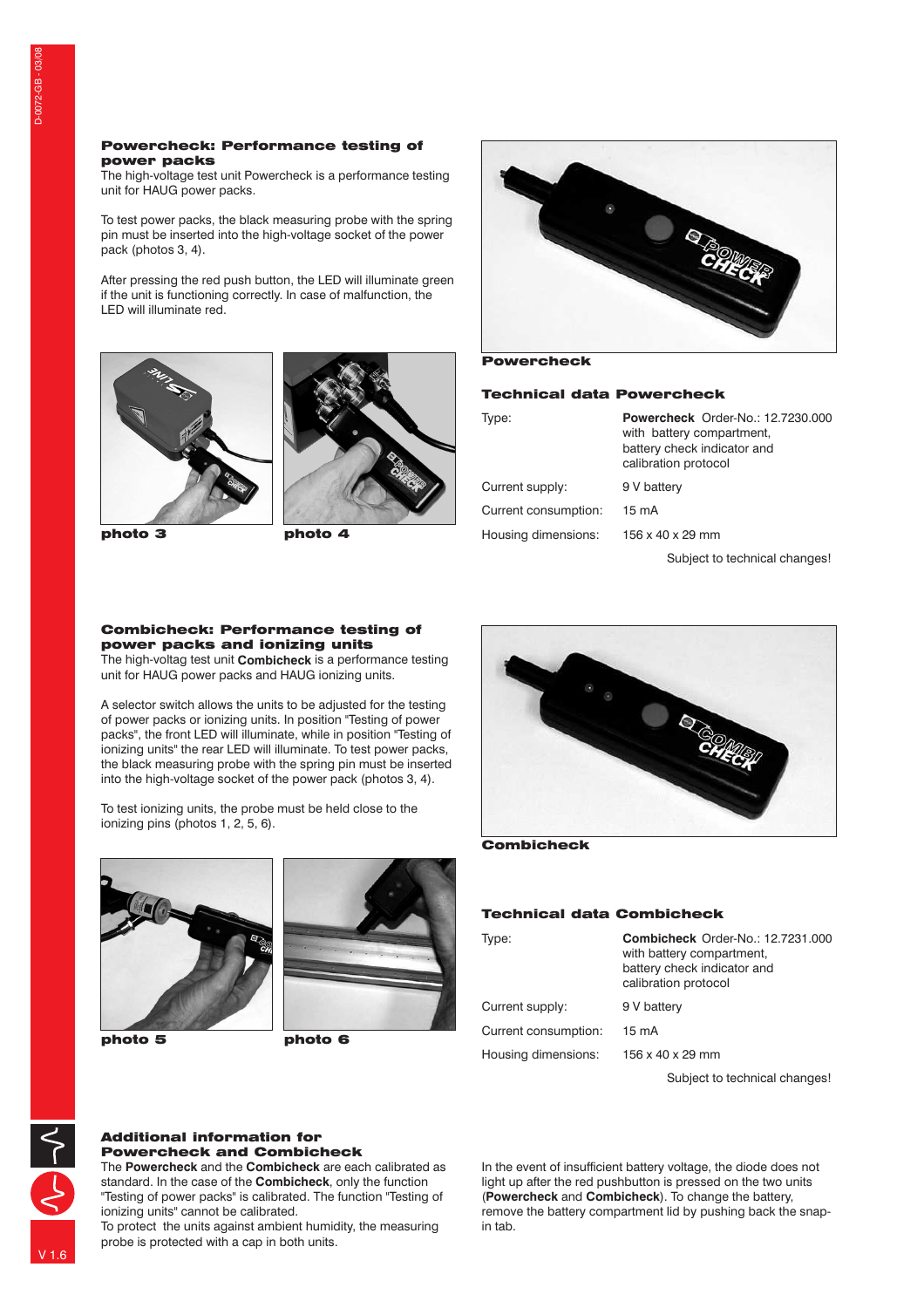## Powercheck: Performance testing of power packs

The high-voltage test unit Powercheck is a performance testing unit for HAUG power packs.

To test power packs, the black measuring probe with the spring pin must be inserted into the high-voltage socket of the power pack (photos 3, 4).

After pressing the red push button, the LED will illuminate green if the unit is functioning correctly. In case of malfunction, the LED will illuminate red.

photo 3

photo 4

Powercheck

### Technical data Powercheck

| | |
|---|---|
| Type: | **Powercheck** Order-No.: 12.7230.000 with battery compartment, battery check indicator and calibration protocol |
| Current supply: | 9 V battery |
| Current consumption: | 15 mA |
| Housing dimensions: | 156 x 40 x 29 mm |

Subject to technical changes!

## Combicheck: Performance testing of power packs and ionizing units

The high-voltag test unit **Combicheck** is a performance testing unit for HAUG power packs and HAUG ionizing units.

A selector switch allows the units to be adjusted for the testing of power packs or ionizing units. In position "Testing of power packs", the front LED will illuminate, while in position "Testing of ionizing units" the rear LED will illuminate. To test power packs, the black measuring probe with the spring pin must be inserted into the high-voltage socket of the power pack (photos 3, 4).

To test ionizing units, the probe must be held close to the ionizing pins (photos 1, 2, 5, 6).

photo 5

photo 6

Combicheck

### Technical data Combicheck

| | |
|---|---|
| Type: | **Combicheck** Order-No.: 12.7231.000 with battery compartment, battery check indicator and calibration protocol |
| Current supply: | 9 V battery |
| Current consumption: | 15 mA |
| Housing dimensions: | 156 x 40 x 29 mm |

Subject to technical changes!

## Additional information for Powercheck and Combicheck

The **Powercheck** and the **Combicheck** are each calibrated as standard. In the case of the **Combicheck**, only the function "Testing of power packs" is calibrated. The function "Testing of ionizing units" cannot be calibrated.
To protect the units against ambient humidity, the measuring probe is protected with a cap in both units.

In the event of insufficient battery voltage, the diode does not light up after the red pushbutton is pressed on the two units (**Powercheck** and **Combicheck**). To change the battery, remove the battery compartment lid by pushing back the snap-in tab.